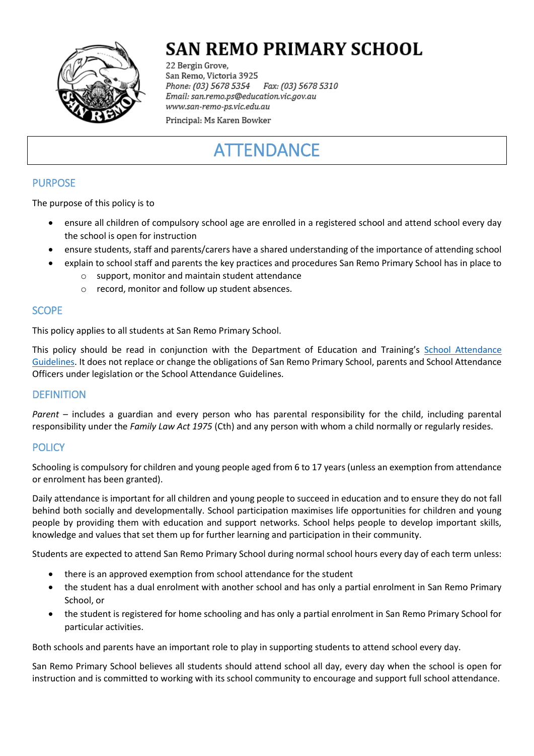# SAN REMO PRIMARY SCHOOL

22 Bergin Grove,
San Remo, Victoria 3925
*Phone: (03) 5678 5354* *Fax: (03) 5678 5310*
*Email: san.remo.ps@education.vic.gov.au*
*www.san-remo-ps.vic.edu.au*
Principal: Ms Karen Bowker

# ATTENDANCE

## PURPOSE

The purpose of this policy is to

- ensure all children of compulsory school age are enrolled in a registered school and attend school every day the school is open for instruction
- ensure students, staff and parents/carers have a shared understanding of the importance of attending school
- explain to school staff and parents the key practices and procedures San Remo Primary School has in place to
  - support, monitor and maintain student attendance
  - record, monitor and follow up student absences.

## SCOPE

This policy applies to all students at San Remo Primary School.

This policy should be read in conjunction with the Department of Education and Training's School Attendance Guidelines. It does not replace or change the obligations of San Remo Primary School, parents and School Attendance Officers under legislation or the School Attendance Guidelines.

## DEFINITION

*Parent* – includes a guardian and every person who has parental responsibility for the child, including parental responsibility under the *Family Law Act 1975* (Cth) and any person with whom a child normally or regularly resides.

## POLICY

Schooling is compulsory for children and young people aged from 6 to 17 years (unless an exemption from attendance or enrolment has been granted).

Daily attendance is important for all children and young people to succeed in education and to ensure they do not fall behind both socially and developmentally. School participation maximises life opportunities for children and young people by providing them with education and support networks. School helps people to develop important skills, knowledge and values that set them up for further learning and participation in their community.

Students are expected to attend San Remo Primary School during normal school hours every day of each term unless:

- there is an approved exemption from school attendance for the student
- the student has a dual enrolment with another school and has only a partial enrolment in San Remo Primary School, or
- the student is registered for home schooling and has only a partial enrolment in San Remo Primary School for particular activities.

Both schools and parents have an important role to play in supporting students to attend school every day.

San Remo Primary School believes all students should attend school all day, every day when the school is open for instruction and is committed to working with its school community to encourage and support full school attendance.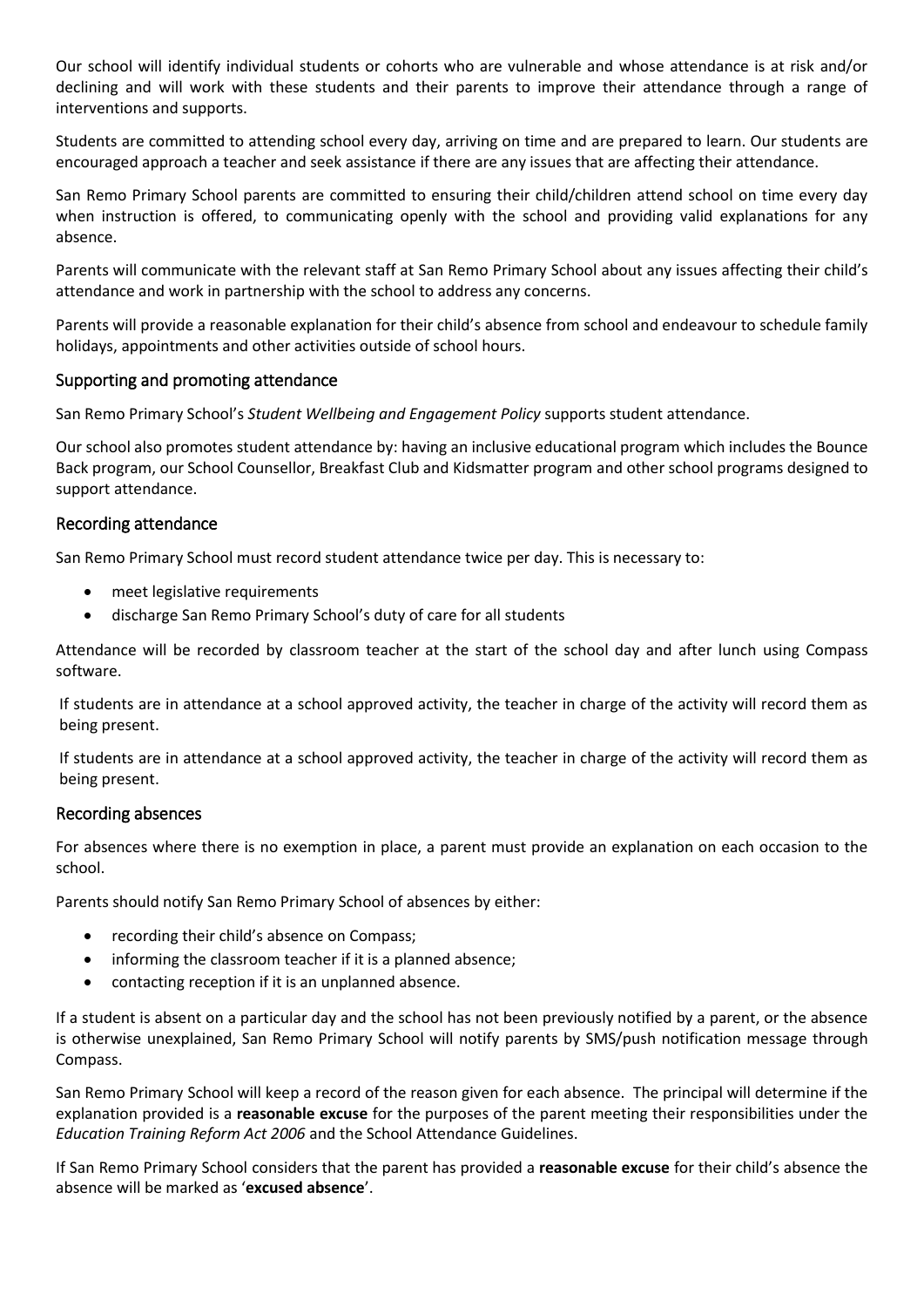Our school will identify individual students or cohorts who are vulnerable and whose attendance is at risk and/or declining and will work with these students and their parents to improve their attendance through a range of interventions and supports.

Students are committed to attending school every day, arriving on time and are prepared to learn. Our students are encouraged approach a teacher and seek assistance if there are any issues that are affecting their attendance.

San Remo Primary School parents are committed to ensuring their child/children attend school on time every day when instruction is offered, to communicating openly with the school and providing valid explanations for any absence.

Parents will communicate with the relevant staff at San Remo Primary School about any issues affecting their child's attendance and work in partnership with the school to address any concerns.

Parents will provide a reasonable explanation for their child's absence from school and endeavour to schedule family holidays, appointments and other activities outside of school hours.

## Supporting and promoting attendance

San Remo Primary School's *Student Wellbeing and Engagement Policy* supports student attendance.

Our school also promotes student attendance by: having an inclusive educational program which includes the Bounce Back program, our School Counsellor, Breakfast Club and Kidsmatter program and other school programs designed to support attendance.

## Recording attendance

San Remo Primary School must record student attendance twice per day. This is necessary to:

- meet legislative requirements
- discharge San Remo Primary School's duty of care for all students

Attendance will be recorded by classroom teacher at the start of the school day and after lunch using Compass software.

If students are in attendance at a school approved activity, the teacher in charge of the activity will record them as being present.

If students are in attendance at a school approved activity, the teacher in charge of the activity will record them as being present.

## Recording absences

For absences where there is no exemption in place, a parent must provide an explanation on each occasion to the school.

Parents should notify San Remo Primary School of absences by either:

- recording their child's absence on Compass;
- informing the classroom teacher if it is a planned absence;
- contacting reception if it is an unplanned absence.

If a student is absent on a particular day and the school has not been previously notified by a parent, or the absence is otherwise unexplained, San Remo Primary School will notify parents by SMS/push notification message through Compass.

San Remo Primary School will keep a record of the reason given for each absence. The principal will determine if the explanation provided is a **reasonable excuse** for the purposes of the parent meeting their responsibilities under the *Education Training Reform Act 2006* and the School Attendance Guidelines.

If San Remo Primary School considers that the parent has provided a **reasonable excuse** for their child's absence the absence will be marked as '**excused absence**'.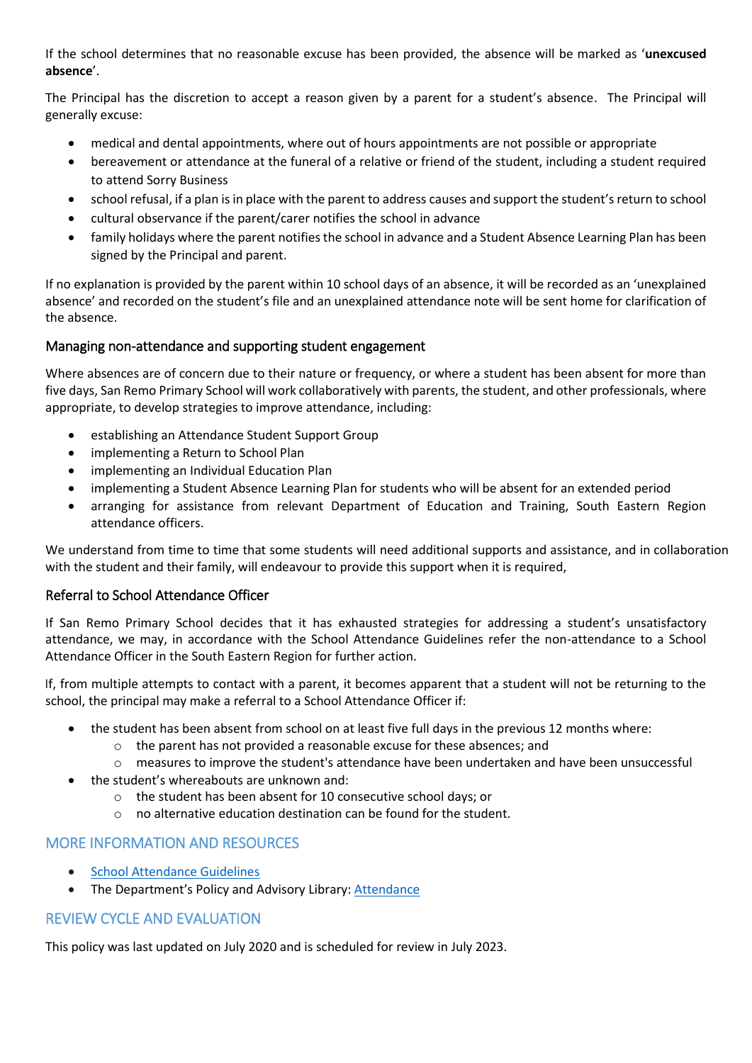If the school determines that no reasonable excuse has been provided, the absence will be marked as '**unexcused absence**'.

The Principal has the discretion to accept a reason given by a parent for a student's absence. The Principal will generally excuse:

- medical and dental appointments, where out of hours appointments are not possible or appropriate
- bereavement or attendance at the funeral of a relative or friend of the student, including a student required to attend Sorry Business
- school refusal, if a plan is in place with the parent to address causes and support the student's return to school
- cultural observance if the parent/carer notifies the school in advance
- family holidays where the parent notifies the school in advance and a Student Absence Learning Plan has been signed by the Principal and parent.

If no explanation is provided by the parent within 10 school days of an absence, it will be recorded as an 'unexplained absence' and recorded on the student's file and an unexplained attendance note will be sent home for clarification of the absence.

### Managing non-attendance and supporting student engagement

Where absences are of concern due to their nature or frequency, or where a student has been absent for more than five days, San Remo Primary School will work collaboratively with parents, the student, and other professionals, where appropriate, to develop strategies to improve attendance, including:

- establishing an Attendance Student Support Group
- implementing a Return to School Plan
- implementing an Individual Education Plan
- implementing a Student Absence Learning Plan for students who will be absent for an extended period
- arranging for assistance from relevant Department of Education and Training, South Eastern Region attendance officers.

We understand from time to time that some students will need additional supports and assistance, and in collaboration with the student and their family, will endeavour to provide this support when it is required,

### Referral to School Attendance Officer

If San Remo Primary School decides that it has exhausted strategies for addressing a student's unsatisfactory attendance, we may, in accordance with the School Attendance Guidelines refer the non-attendance to a School Attendance Officer in the South Eastern Region for further action.

If, from multiple attempts to contact with a parent, it becomes apparent that a student will not be returning to the school, the principal may make a referral to a School Attendance Officer if:

- the student has been absent from school on at least five full days in the previous 12 months where:
  - the parent has not provided a reasonable excuse for these absences; and
  - measures to improve the student's attendance have been undertaken and have been unsuccessful
- the student's whereabouts are unknown and:
  - the student has been absent for 10 consecutive school days; or
  - no alternative education destination can be found for the student.

## MORE INFORMATION AND RESOURCES

- School Attendance Guidelines
- The Department's Policy and Advisory Library: Attendance

## REVIEW CYCLE AND EVALUATION

This policy was last updated on July 2020 and is scheduled for review in July 2023.